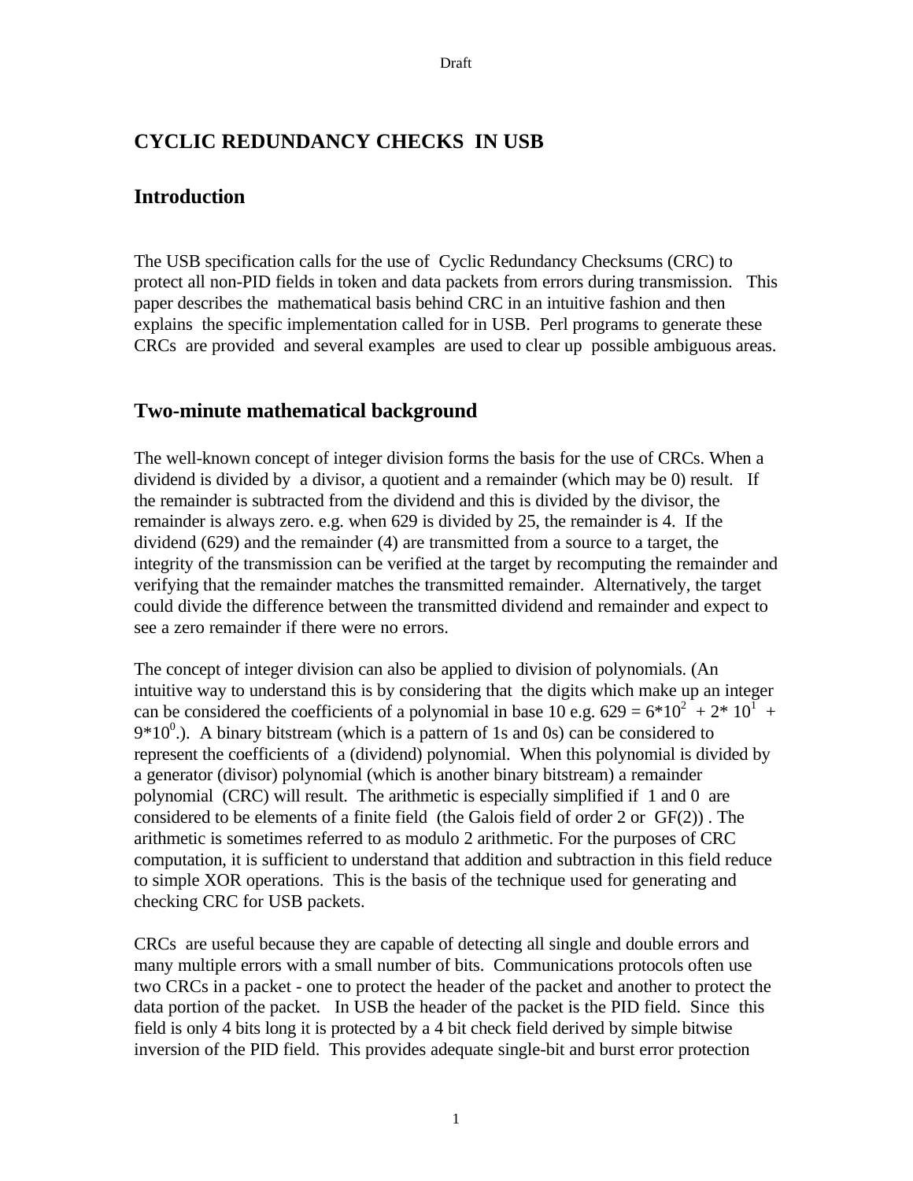# CYCLIC REDUNDANCY CHECKS IN USB

## Introduction

The USB specification calls for the use of Cyclic Redundancy Checksums (CRC) to protect all non-PID fields in token and data packets from errors during transmission. This paper describes the mathematical basis behind CRC in an intuitive fashion and then explains the specific implementation called for in USB. Perl programs to generate these CRCs are provided and several examples are used to clear up possible ambiguous areas.

## Two-minute mathematical background

The well-known concept of integer division forms the basis for the use of CRCs. When a dividend is divided by a divisor, a quotient and a remainder (which may be 0) result. If the remainder is subtracted from the dividend and this is divided by the divisor, the remainder is always zero. e.g. when 629 is divided by 25, the remainder is 4. If the dividend (629) and the remainder (4) are transmitted from a source to a target, the integrity of the transmission can be verified at the target by recomputing the remainder and verifying that the remainder matches the transmitted remainder. Alternatively, the target could divide the difference between the transmitted dividend and remainder and expect to see a zero remainder if there were no errors.

The concept of integer division can also be applied to division of polynomials. (An intuitive way to understand this is by considering that the digits which make up an integer can be considered the coefficients of a polynomial in base 10 e.g. $629 = 6*10^2 + 2*10^1 + 9*10^0$.). A binary bitstream (which is a pattern of 1s and 0s) can be considered to represent the coefficients of a (dividend) polynomial. When this polynomial is divided by a generator (divisor) polynomial (which is another binary bitstream) a remainder polynomial (CRC) will result. The arithmetic is especially simplified if 1 and 0 are considered to be elements of a finite field (the Galois field of order 2 or GF(2)) . The arithmetic is sometimes referred to as modulo 2 arithmetic. For the purposes of CRC computation, it is sufficient to understand that addition and subtraction in this field reduce to simple XOR operations. This is the basis of the technique used for generating and checking CRC for USB packets.

CRCs are useful because they are capable of detecting all single and double errors and many multiple errors with a small number of bits. Communications protocols often use two CRCs in a packet - one to protect the header of the packet and another to protect the data portion of the packet. In USB the header of the packet is the PID field. Since this field is only 4 bits long it is protected by a 4 bit check field derived by simple bitwise inversion of the PID field. This provides adequate single-bit and burst error protection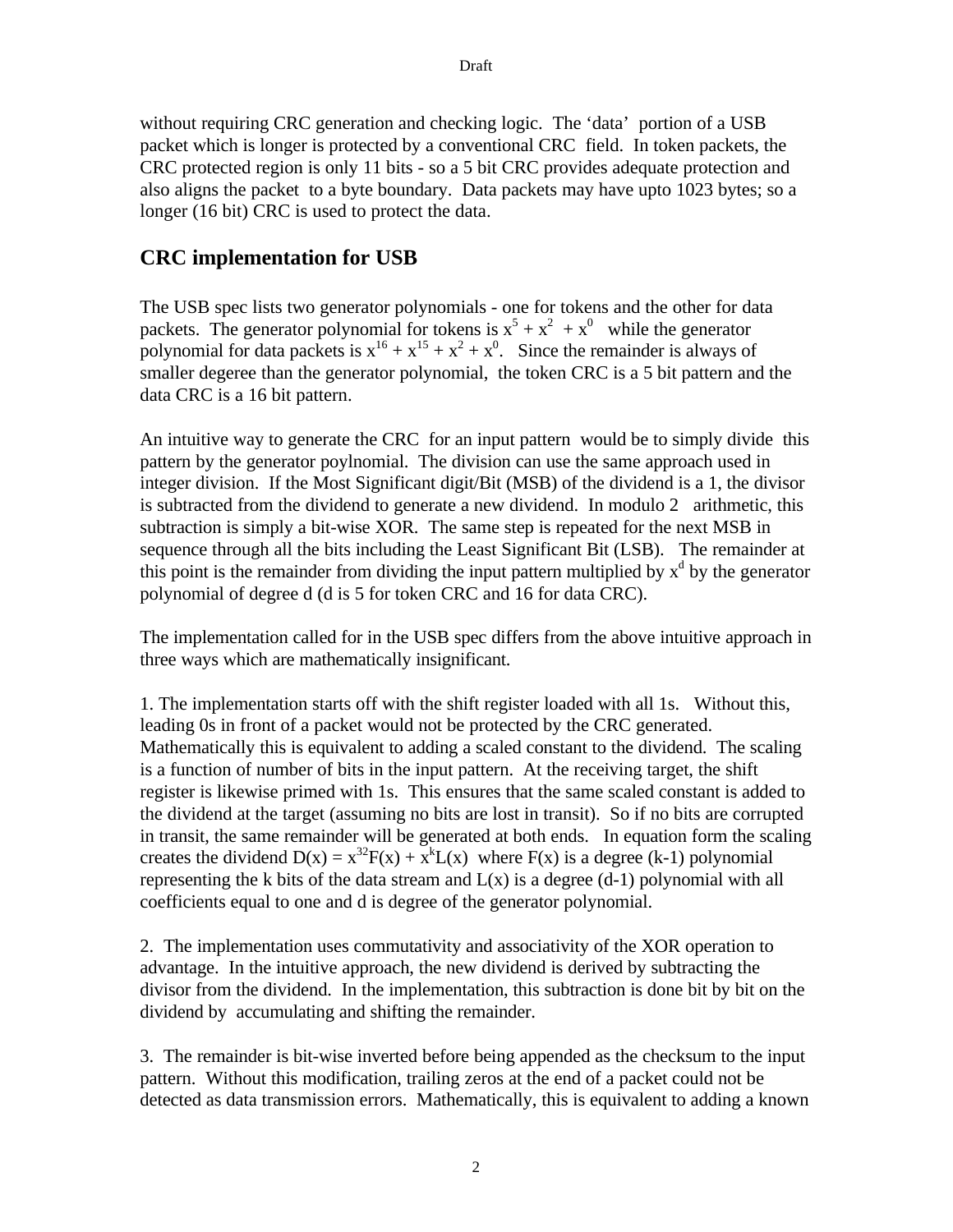without requiring CRC generation and checking logic. The 'data' portion of a USB packet which is longer is protected by a conventional CRC field. In token packets, the CRC protected region is only 11 bits - so a 5 bit CRC provides adequate protection and also aligns the packet to a byte boundary. Data packets may have upto 1023 bytes; so a longer (16 bit) CRC is used to protect the data.

## CRC implementation for USB

The USB spec lists two generator polynomials - one for tokens and the other for data packets. The generator polynomial for tokens is $x^5 + x^2 + x^0$ while the generator polynomial for data packets is $x^{16} + x^{15} + x^2 + x^0$. Since the remainder is always of smaller degeree than the generator polynomial, the token CRC is a 5 bit pattern and the data CRC is a 16 bit pattern.

An intuitive way to generate the CRC for an input pattern would be to simply divide this pattern by the generator poylnomial. The division can use the same approach used in integer division. If the Most Significant digit/Bit (MSB) of the dividend is a 1, the divisor is subtracted from the dividend to generate a new dividend. In modulo 2 arithmetic, this subtraction is simply a bit-wise XOR. The same step is repeated for the next MSB in sequence through all the bits including the Least Significant Bit (LSB). The remainder at this point is the remainder from dividing the input pattern multiplied by $x^d$ by the generator polynomial of degree d (d is 5 for token CRC and 16 for data CRC).

The implementation called for in the USB spec differs from the above intuitive approach in three ways which are mathematically insignificant.

1. The implementation starts off with the shift register loaded with all 1s. Without this, leading 0s in front of a packet would not be protected by the CRC generated. Mathematically this is equivalent to adding a scaled constant to the dividend. The scaling is a function of number of bits in the input pattern. At the receiving target, the shift register is likewise primed with 1s. This ensures that the same scaled constant is added to the dividend at the target (assuming no bits are lost in transit). So if no bits are corrupted in transit, the same remainder will be generated at both ends. In equation form the scaling creates the dividend $D(x) = x^{32}F(x) + x^kL(x)$ where F(x) is a degree (k-1) polynomial representing the k bits of the data stream and L(x) is a degree (d-1) polynomial with all coefficients equal to one and d is degree of the generator polynomial.

2. The implementation uses commutativity and associativity of the XOR operation to advantage. In the intuitive approach, the new dividend is derived by subtracting the divisor from the dividend. In the implementation, this subtraction is done bit by bit on the dividend by accumulating and shifting the remainder.

3. The remainder is bit-wise inverted before being appended as the checksum to the input pattern. Without this modification, trailing zeros at the end of a packet could not be detected as data transmission errors. Mathematically, this is equivalent to adding a known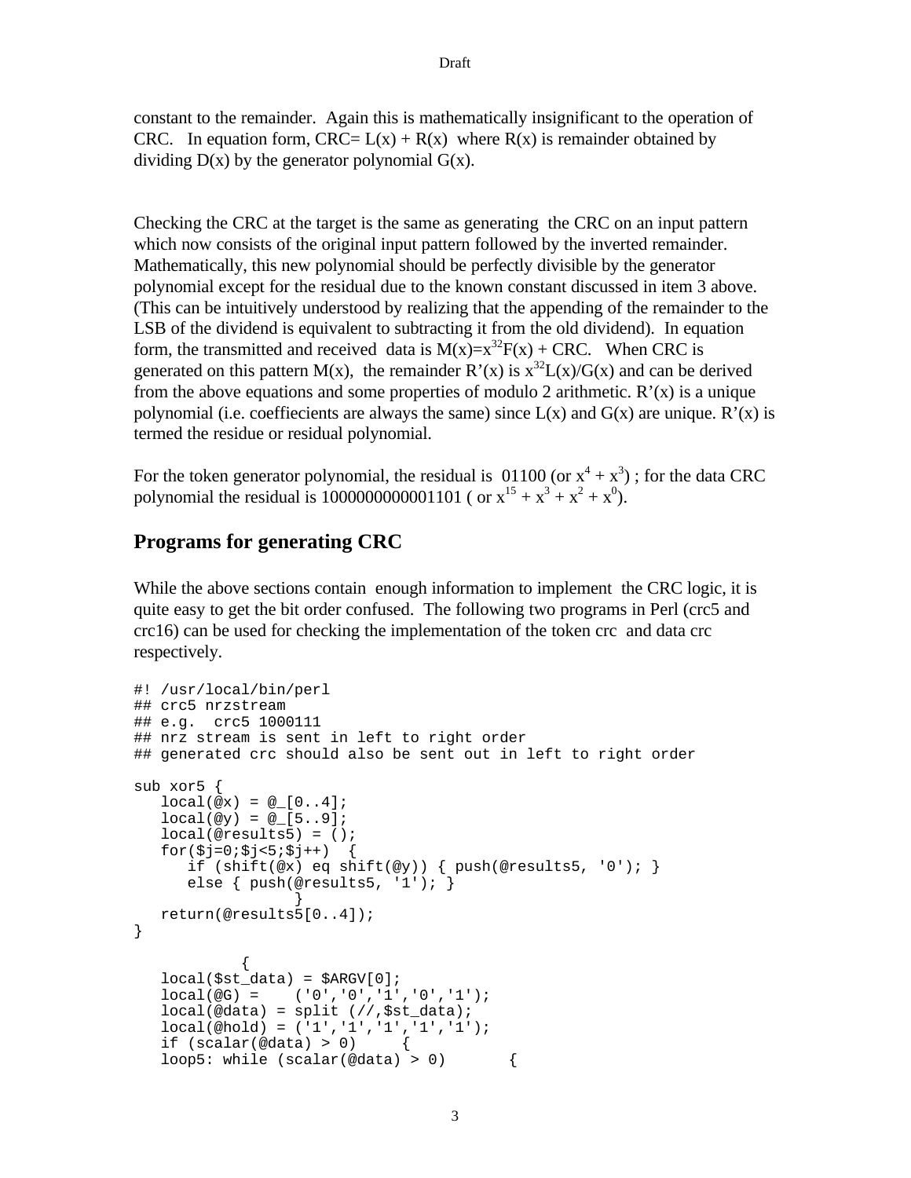constant to the remainder. Again this is mathematically insignificant to the operation of CRC. In equation form, CRC= L(x) + R(x) where R(x) is remainder obtained by dividing D(x) by the generator polynomial G(x).

Checking the CRC at the target is the same as generating the CRC on an input pattern which now consists of the original input pattern followed by the inverted remainder. Mathematically, this new polynomial should be perfectly divisible by the generator polynomial except for the residual due to the known constant discussed in item 3 above. (This can be intuitively understood by realizing that the appending of the remainder to the LSB of the dividend is equivalent to subtracting it from the old dividend). In equation form, the transmitted and received data is $M(x)=x^{32}F(x) + CRC$. When CRC is generated on this pattern M(x), the remainder R'(x) is $x^{32}L(x)/G(x)$ and can be derived from the above equations and some properties of modulo 2 arithmetic. R'(x) is a unique polynomial (i.e. coeffiecients are always the same) since L(x) and G(x) are unique. R'(x) is termed the residue or residual polynomial.

For the token generator polynomial, the residual is 01100 (or $x^4 + x^3$) ; for the data CRC polynomial the residual is 1000000000001101 ( or $x^{15} + x^3 + x^2 + x^0$).

## Programs for generating CRC

While the above sections contain enough information to implement the CRC logic, it is quite easy to get the bit order confused. The following two programs in Perl (crc5 and crc16) can be used for checking the implementation of the token crc and data crc respectively.

```
#! /usr/local/bin/perl
## crc5 nrzstream
## e.g.  crc5 1000111
## nrz stream is sent in left to right order
## generated crc should also be sent out in left to right order

sub xor5 {
   local(@x) = @_[0..4];
   local(@y) = @_[5..9];
   local(@results5) = ();
   for($j=0;$j<5;$j++)  {
      if (shift(@x) eq shift(@y)) { push(@results5, '0'); }
      else { push(@results5, '1'); }
                }
   return(@results5[0..4]);
}

           {
   local($st_data) = $ARGV[0];
   local(@G) =    ('0','0','1','0','1');
   local(@data) = split (//,$st_data);
   local(@hold) = ('1','1','1','1','1');
   if (scalar(@data) > 0)     {
   loop5: while (scalar(@data) > 0)       {
```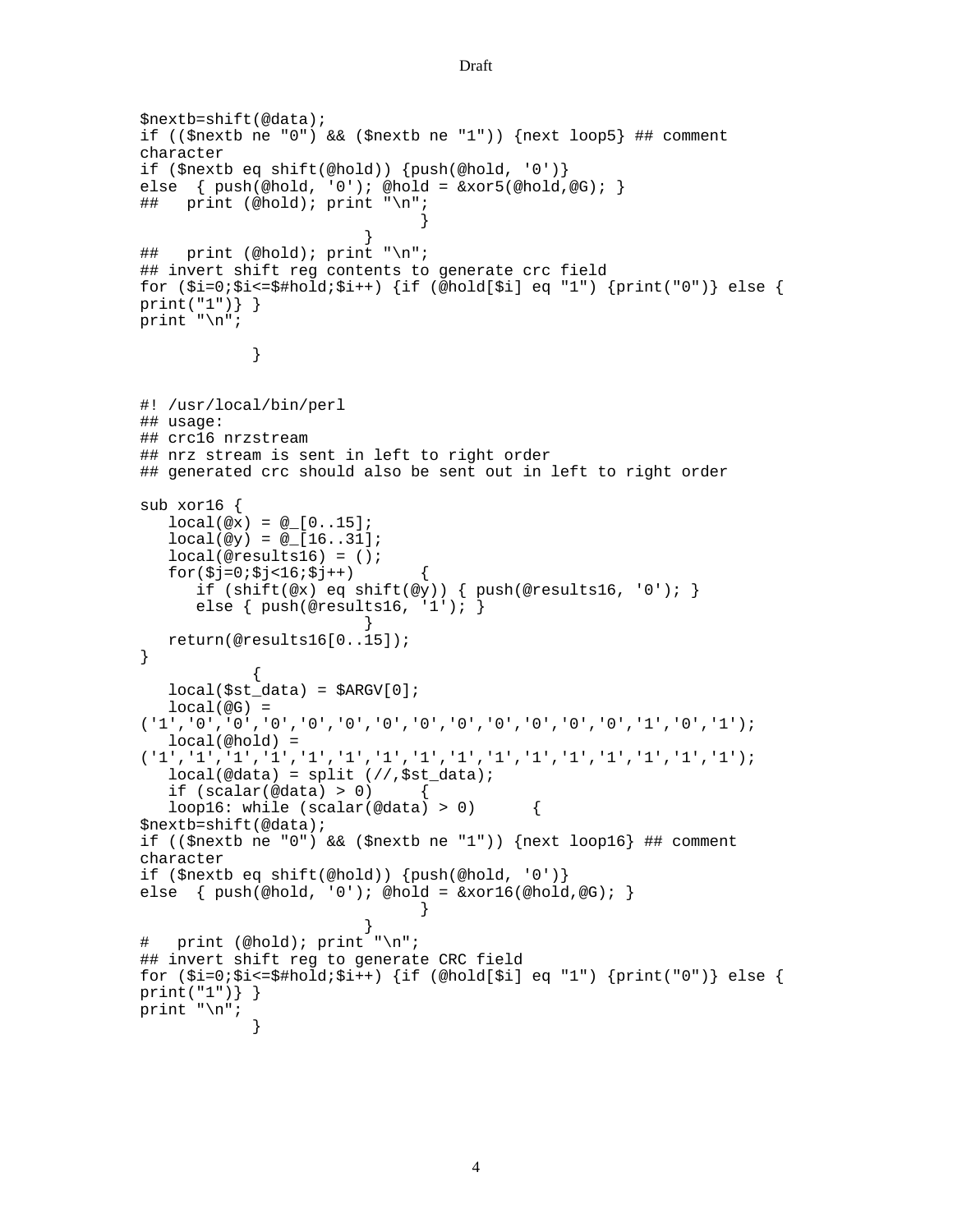```
$nextb=shift(@data);
if (($nextb ne "0") && ($nextb ne "1")) {next loop5} ## comment
character
if ($nextb eq shift(@hold)) {push(@hold, '0')}
else  { push(@hold, '0'); @hold = &xor5(@hold,@G); }
##   print (@hold); print "\n";
                             }
                        }
##   print (@hold); print "\n";
## invert shift reg contents to generate crc field
for ($i=0;$i<=$#hold;$i++) {if (@hold[$i] eq "1") {print("0")} else {
print("1")} }
print "\n";

            }


#! /usr/local/bin/perl
## usage:
## crc16 nrzstream
## nrz stream is sent in left to right order
## generated crc should also be sent out in left to right order

sub xor16 {
   local(@x) = @_[0..15];
   local(@y) = @_[16..31];
   local(@results16) = ();
   for($j=0;$j<16;$j++)       {
      if (shift(@x) eq shift(@y)) { push(@results16, '0'); }
      else { push(@results16, '1'); }
                        }
   return(@results16[0..15]);
}
            {
   local($st_data) = $ARGV[0];
   local(@G) =
('1','0','0','0','0','0','0','0','0','0','0','0','0','1','0','1');
   local(@hold) =
('1','1','1','1','1','1','1','1','1','1','1','1','1','1','1','1');
   local(@data) = split (//,$st_data);
   if (scalar(@data) > 0)     {
   loop16: while (scalar(@data) > 0)      {
$nextb=shift(@data);
if (($nextb ne "0") && ($nextb ne "1")) {next loop16} ## comment
character
if ($nextb eq shift(@hold)) {push(@hold, '0')}
else  { push(@hold, '0'); @hold = &xor16(@hold,@G); }
                             }
                        }
#   print (@hold); print "\n";
## invert shift reg to generate CRC field
for ($i=0;$i<=$#hold;$i++) {if (@hold[$i] eq "1") {print("0")} else {
print("1")} }
print "\n";
            }
```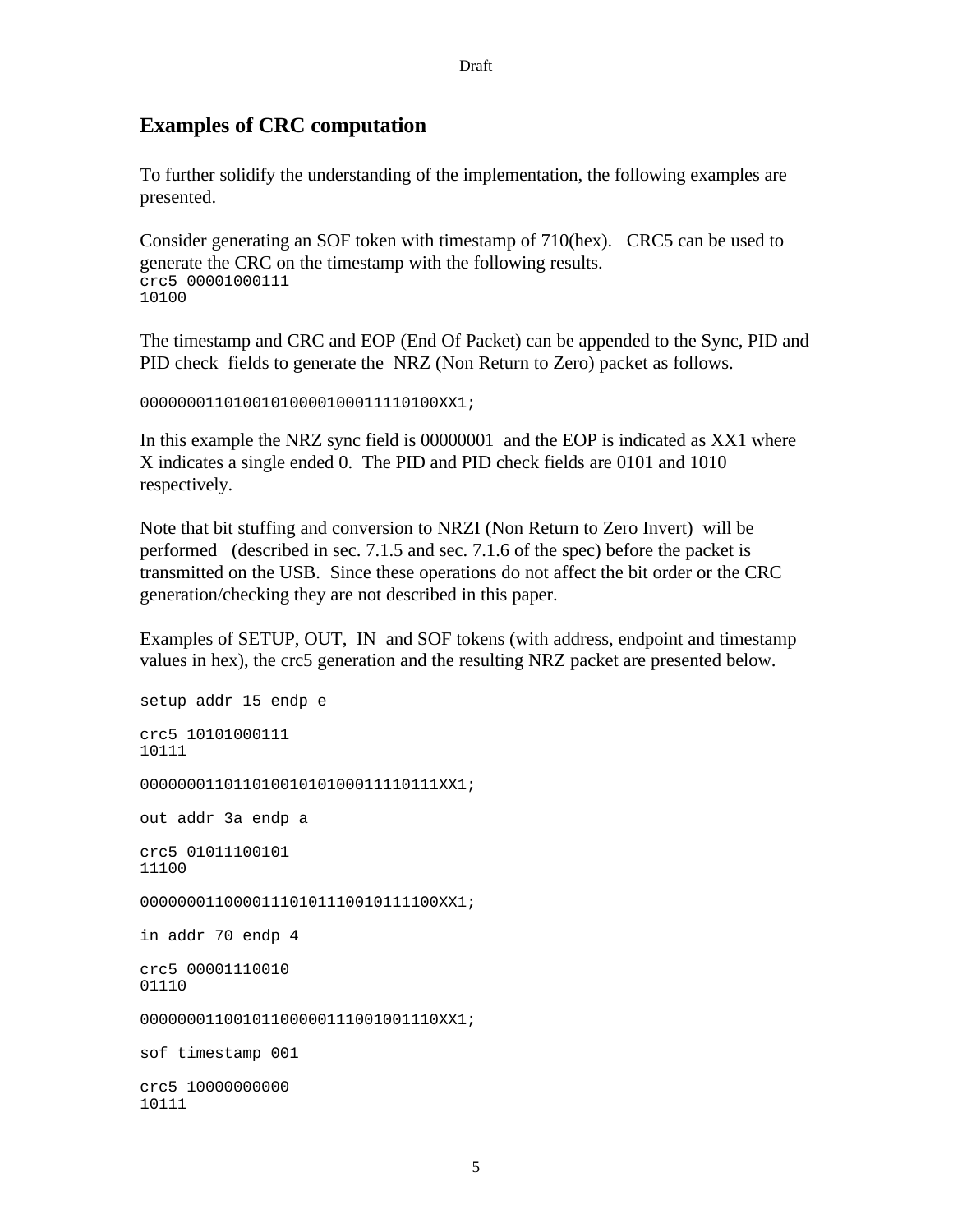## Examples of CRC computation

To further solidify the understanding of the implementation, the following examples are presented.

Consider generating an SOF token with timestamp of 710(hex). CRC5 can be used to generate the CRC on the timestamp with the following results.

```
crc5 00001000111
10100
```

The timestamp and CRC and EOP (End Of Packet) can be appended to the Sync, PID and PID check fields to generate the NRZ (Non Return to Zero) packet as follows.

```
00000001101001010000100011110100XX1;
```

In this example the NRZ sync field is 00000001 and the EOP is indicated as XX1 where X indicates a single ended 0. The PID and PID check fields are 0101 and 1010 respectively.

Note that bit stuffing and conversion to NRZI (Non Return to Zero Invert) will be performed (described in sec. 7.1.5 and sec. 7.1.6 of the spec) before the packet is transmitted on the USB. Since these operations do not affect the bit order or the CRC generation/checking they are not described in this paper.

Examples of SETUP, OUT, IN and SOF tokens (with address, endpoint and timestamp values in hex), the crc5 generation and the resulting NRZ packet are presented below.

```
setup addr 15 endp e

crc5 10101000111
10111

00000001101101001010100011110111XX1;

out addr 3a endp a

crc5 01011100101
11100

00000001100001110101110010111100XX1;

in addr 70 endp 4

crc5 00001110010
01110

00000001100101100000111001001110XX1;

sof timestamp 001

crc5 10000000000
10111
```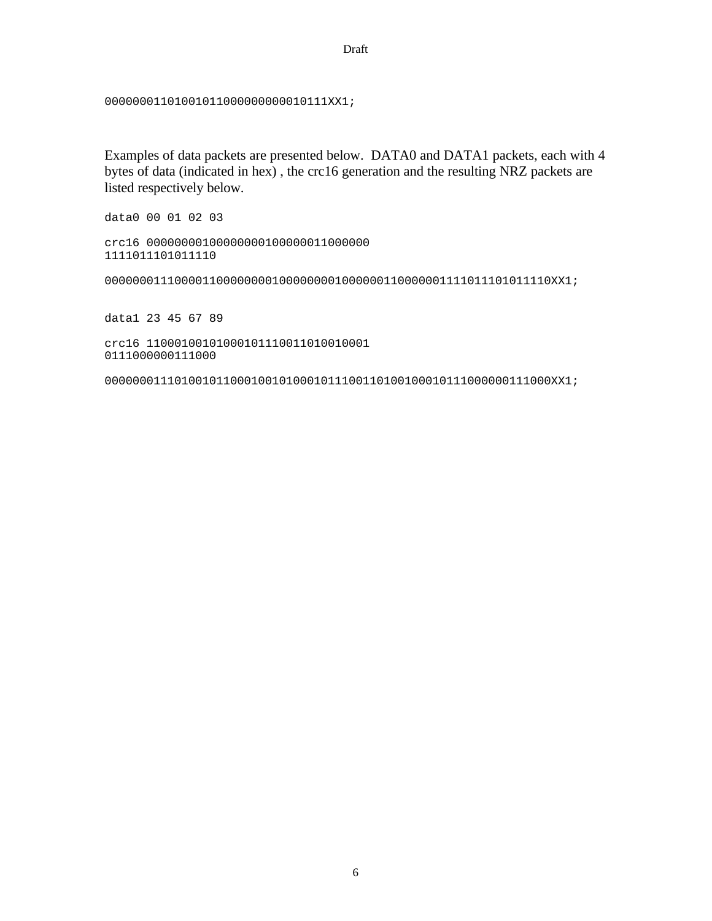```
0000000110100101100000000000010111XX1;
```

Examples of data packets are presented below. DATA0 and DATA1 packets, each with 4 bytes of data (indicated in hex) , the crc16 generation and the resulting NRZ packets are listed respectively below.

```
data0 00 01 02 03

crc16 00000000100000000100000011000000
1111011101011110

000000011100001100000000100000000100000011000000111101110101110XX1;


data1 23 45 67 89

crc16 11000100101000101110011010010001
0111000000111000

00000001110100101100010010100010111001101001000101110000001110000XX1;
```